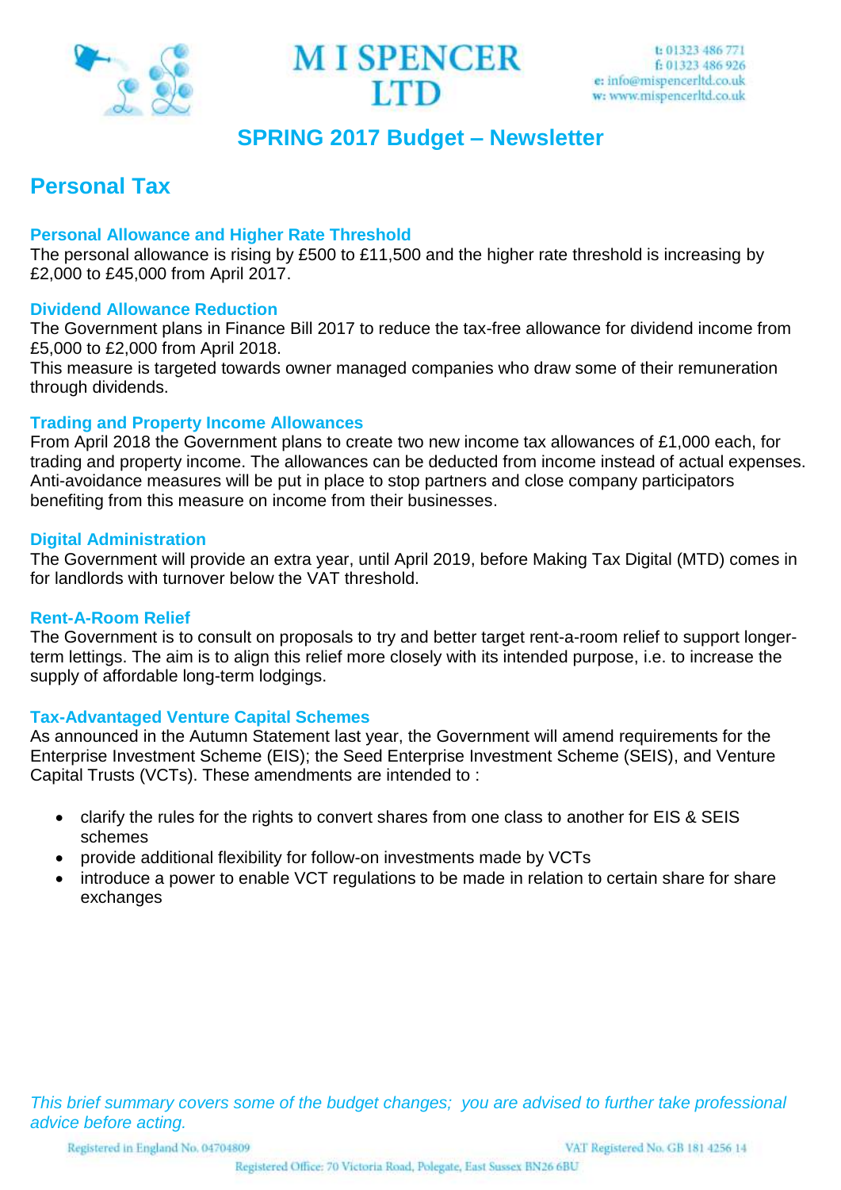M I SPENCER LTD

t: 01323 486 771
f: 01323 486 926
e: info@mispencerltd.co.uk
w: www.mispencerltd.co.uk

# SPRING 2017 Budget – Newsletter

## Personal Tax

### Personal Allowance and Higher Rate Threshold

The personal allowance is rising by £500 to £11,500 and the higher rate threshold is increasing by £2,000 to £45,000 from April 2017.

### Dividend Allowance Reduction

The Government plans in Finance Bill 2017 to reduce the tax-free allowance for dividend income from £5,000 to £2,000 from April 2018.
This measure is targeted towards owner managed companies who draw some of their remuneration through dividends.

### Trading and Property Income Allowances

From April 2018 the Government plans to create two new income tax allowances of £1,000 each, for trading and property income. The allowances can be deducted from income instead of actual expenses. Anti-avoidance measures will be put in place to stop partners and close company participators benefiting from this measure on income from their businesses.

### Digital Administration

The Government will provide an extra year, until April 2019, before Making Tax Digital (MTD) comes in for landlords with turnover below the VAT threshold.

### Rent-A-Room Relief

The Government is to consult on proposals to try and better target rent-a-room relief to support longer-term lettings. The aim is to align this relief more closely with its intended purpose, i.e. to increase the supply of affordable long-term lodgings.

### Tax-Advantaged Venture Capital Schemes

As announced in the Autumn Statement last year, the Government will amend requirements for the Enterprise Investment Scheme (EIS); the Seed Enterprise Investment Scheme (SEIS), and Venture Capital Trusts (VCTs). These amendments are intended to :

- clarify the rules for the rights to convert shares from one class to another for EIS & SEIS schemes
- provide additional flexibility for follow-on investments made by VCTs
- introduce a power to enable VCT regulations to be made in relation to certain share for share exchanges

*This brief summary covers some of the budget changes; you are advised to further take professional advice before acting.*

Registered in England No. 04704809 VAT Registered No. GB 181 4256 14
Registered Office: 70 Victoria Road, Polegate, East Sussex BN26 6BU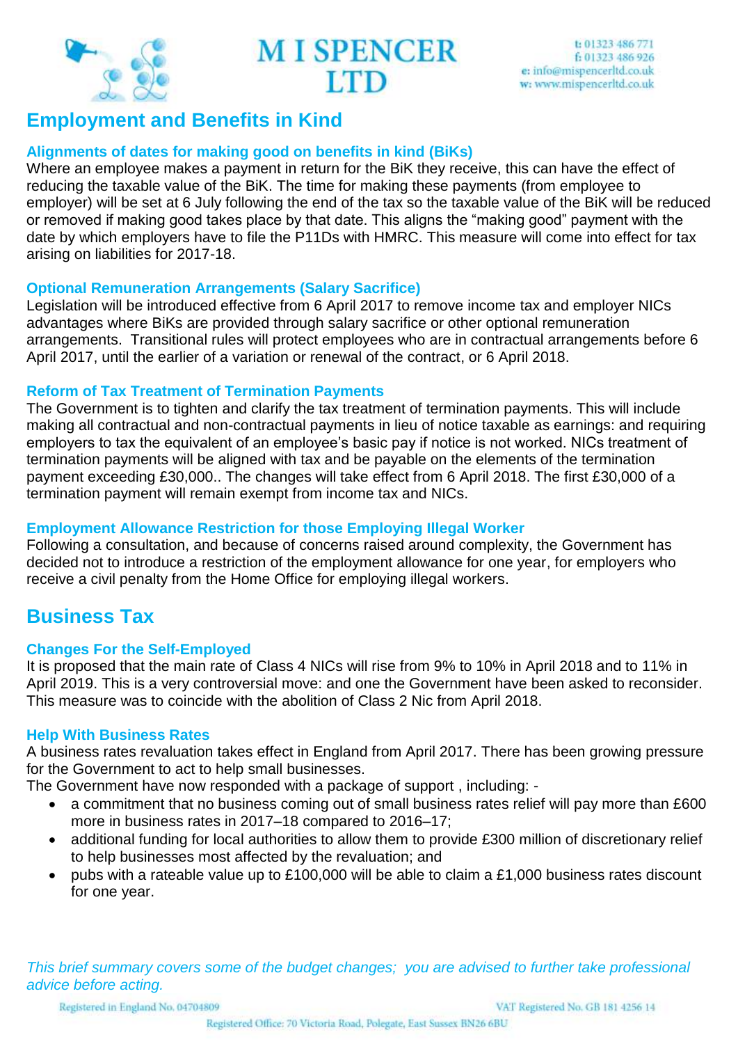## Employment and Benefits in Kind

### Alignments of dates for making good on benefits in kind (BiKs)

Where an employee makes a payment in return for the BiK they receive, this can have the effect of reducing the taxable value of the BiK. The time for making these payments (from employee to employer) will be set at 6 July following the end of the tax so the taxable value of the BiK will be reduced or removed if making good takes place by that date. This aligns the "making good" payment with the date by which employers have to file the P11Ds with HMRC. This measure will come into effect for tax arising on liabilities for 2017-18.

### Optional Remuneration Arrangements (Salary Sacrifice)

Legislation will be introduced effective from 6 April 2017 to remove income tax and employer NICs advantages where BiKs are provided through salary sacrifice or other optional remuneration arrangements. Transitional rules will protect employees who are in contractual arrangements before 6 April 2017, until the earlier of a variation or renewal of the contract, or 6 April 2018.

### Reform of Tax Treatment of Termination Payments

The Government is to tighten and clarify the tax treatment of termination payments. This will include making all contractual and non-contractual payments in lieu of notice taxable as earnings: and requiring employers to tax the equivalent of an employee's basic pay if notice is not worked. NICs treatment of termination payments will be aligned with tax and be payable on the elements of the termination payment exceeding £30,000.. The changes will take effect from 6 April 2018. The first £30,000 of a termination payment will remain exempt from income tax and NICs.

### Employment Allowance Restriction for those Employing Illegal Worker

Following a consultation, and because of concerns raised around complexity, the Government has decided not to introduce a restriction of the employment allowance for one year, for employers who receive a civil penalty from the Home Office for employing illegal workers.

## Business Tax

### Changes For the Self-Employed

It is proposed that the main rate of Class 4 NICs will rise from 9% to 10% in April 2018 and to 11% in April 2019. This is a very controversial move: and one the Government have been asked to reconsider. This measure was to coincide with the abolition of Class 2 Nic from April 2018.

### Help With Business Rates

A business rates revaluation takes effect in England from April 2017. There has been growing pressure for the Government to act to help small businesses.

The Government have now responded with a package of support , including: -

- a commitment that no business coming out of small business rates relief will pay more than £600 more in business rates in 2017–18 compared to 2016–17;
- additional funding for local authorities to allow them to provide £300 million of discretionary relief to help businesses most affected by the revaluation; and
- pubs with a rateable value up to £100,000 will be able to claim a £1,000 business rates discount for one year.

*This brief summary covers some of the budget changes; you are advised to further take professional advice before acting.*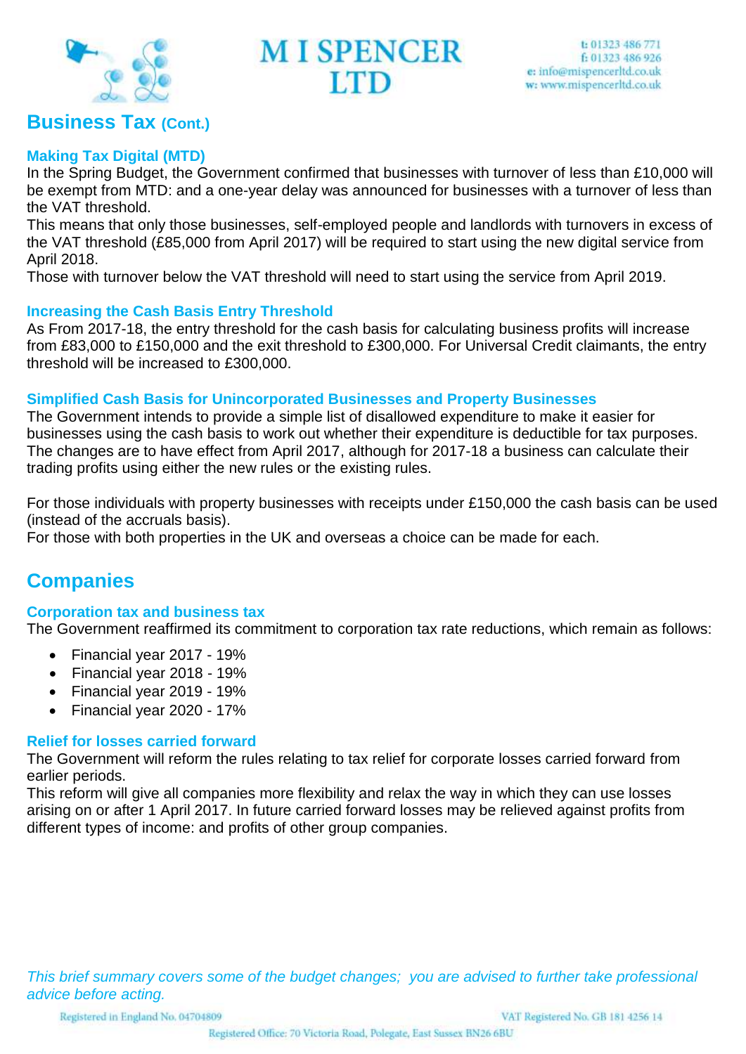# Business Tax (Cont.)

### Making Tax Digital (MTD)

In the Spring Budget, the Government confirmed that businesses with turnover of less than £10,000 will be exempt from MTD: and a one-year delay was announced for businesses with a turnover of less than the VAT threshold.

This means that only those businesses, self-employed people and landlords with turnovers in excess of the VAT threshold (£85,000 from April 2017) will be required to start using the new digital service from April 2018.

Those with turnover below the VAT threshold will need to start using the service from April 2019.

### Increasing the Cash Basis Entry Threshold

As From 2017-18, the entry threshold for the cash basis for calculating business profits will increase from £83,000 to £150,000 and the exit threshold to £300,000. For Universal Credit claimants, the entry threshold will be increased to £300,000.

### Simplified Cash Basis for Unincorporated Businesses and Property Businesses

The Government intends to provide a simple list of disallowed expenditure to make it easier for businesses using the cash basis to work out whether their expenditure is deductible for tax purposes. The changes are to have effect from April 2017, although for 2017-18 a business can calculate their trading profits using either the new rules or the existing rules.

For those individuals with property businesses with receipts under £150,000 the cash basis can be used (instead of the accruals basis).

For those with both properties in the UK and overseas a choice can be made for each.

## Companies

### Corporation tax and business tax

The Government reaffirmed its commitment to corporation tax rate reductions, which remain as follows:

- Financial year 2017 - 19%
- Financial year 2018 - 19%
- Financial year 2019 - 19%
- Financial year 2020 - 17%

### Relief for losses carried forward

The Government will reform the rules relating to tax relief for corporate losses carried forward from earlier periods.

This reform will give all companies more flexibility and relax the way in which they can use losses arising on or after 1 April 2017. In future carried forward losses may be relieved against profits from different types of income: and profits of other group companies.

*This brief summary covers some of the budget changes; you are advised to further take professional advice before acting.*